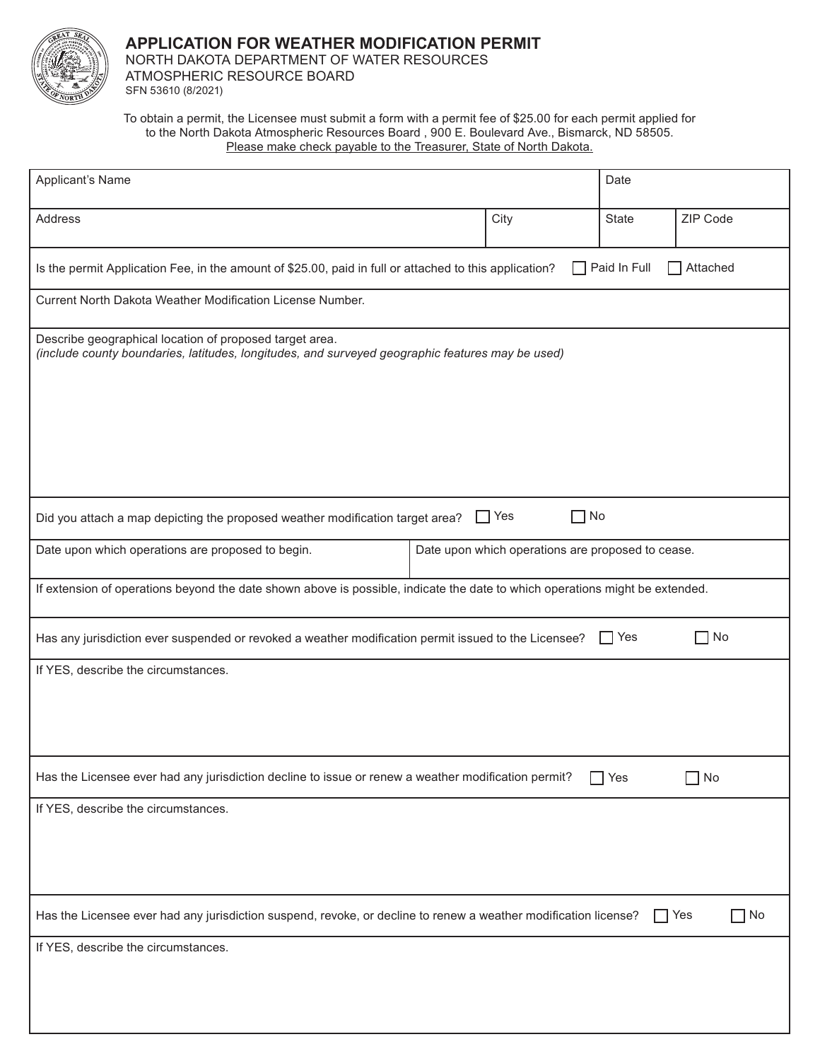# APPLICATION FOR WEATHER MODIFICATION PERMIT

NORTH DAKOTA DEPARTMENT OF WATER RESOURCES
ATMOSPHERIC RESOURCE BOARD
SFN 53610 (8/2021)

To obtain a permit, the Licensee must submit a form with a permit fee of $25.00 for each permit applied for to the North Dakota Atmospheric Resources Board , 900 E. Boulevard Ave., Bismarck, ND 58505.
Please make check payable to the Treasurer, State of North Dakota.

| Applicant's Name | | Date | |
|---|---|---|---|
| Address | City | State | ZIP Code |

Is the permit Application Fee, in the amount of $25.00, paid in full or attached to this application? ☐ Paid In Full ☐ Attached

Current North Dakota Weather Modification License Number.

Describe geographical location of proposed target area.
*(include county boundaries, latitudes, longitudes, and surveyed geographic features may be used)*

Did you attach a map depicting the proposed weather modification target area? ☐ Yes ☐ No

| Date upon which operations are proposed to begin. | Date upon which operations are proposed to cease. |
|---|---|
| | |

If extension of operations beyond the date shown above is possible, indicate the date to which operations might be extended.

Has any jurisdiction ever suspended or revoked a weather modification permit issued to the Licensee? ☐ Yes ☐ No

If YES, describe the circumstances.

Has the Licensee ever had any jurisdiction decline to issue or renew a weather modification permit? ☐ Yes ☐ No

If YES, describe the circumstances.

Has the Licensee ever had any jurisdiction suspend, revoke, or decline to renew a weather modification license? ☐ Yes ☐ No

If YES, describe the circumstances.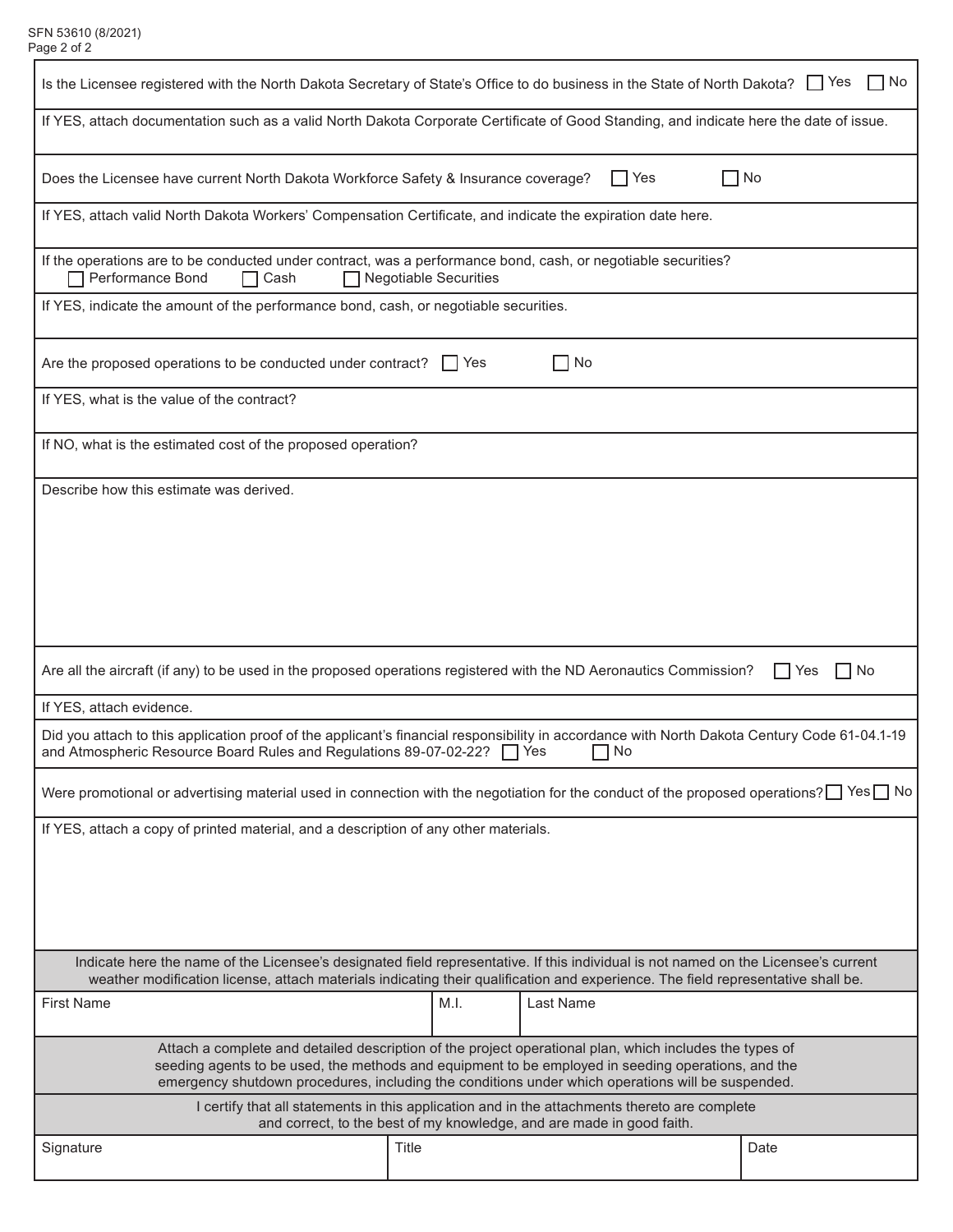Is the Licensee registered with the North Dakota Secretary of State's Office to do business in the State of North Dakota? ☐ Yes ☐ No

If YES, attach documentation such as a valid North Dakota Corporate Certificate of Good Standing, and indicate here the date of issue.

Does the Licensee have current North Dakota Workforce Safety & Insurance coverage? ☐ Yes ☐ No

If YES, attach valid North Dakota Workers' Compensation Certificate, and indicate the expiration date here.

If the operations are to be conducted under contract, was a performance bond, cash, or negotiable securities?
☐ Performance Bond ☐ Cash ☐ Negotiable Securities

If YES, indicate the amount of the performance bond, cash, or negotiable securities.

Are the proposed operations to be conducted under contract? ☐ Yes ☐ No

If YES, what is the value of the contract?

If NO, what is the estimated cost of the proposed operation?

Describe how this estimate was derived.

Are all the aircraft (if any) to be used in the proposed operations registered with the ND Aeronautics Commission? ☐ Yes ☐ No

If YES, attach evidence.

Did you attach to this application proof of the applicant's financial responsibility in accordance with North Dakota Century Code 61-04.1-19 and Atmospheric Resource Board Rules and Regulations 89-07-02-22? ☐ Yes ☐ No

Were promotional or advertising material used in connection with the negotiation for the conduct of the proposed operations? ☐ Yes ☐ No

If YES, attach a copy of printed material, and a description of any other materials.

Indicate here the name of the Licensee's designated field representative. If this individual is not named on the Licensee's current weather modification license, attach materials indicating their qualification and experience. The field representative shall be.

| First Name | M.I. | Last Name |
| --- | --- | --- |
| | | |

Attach a complete and detailed description of the project operational plan, which includes the types of seeding agents to be used, the methods and equipment to be employed in seeding operations, and the emergency shutdown procedures, including the conditions under which operations will be suspended.

I certify that all statements in this application and in the attachments thereto are complete and correct, to the best of my knowledge, and are made in good faith.

| Signature | Title | Date |
| --- | --- | --- |
| | | |